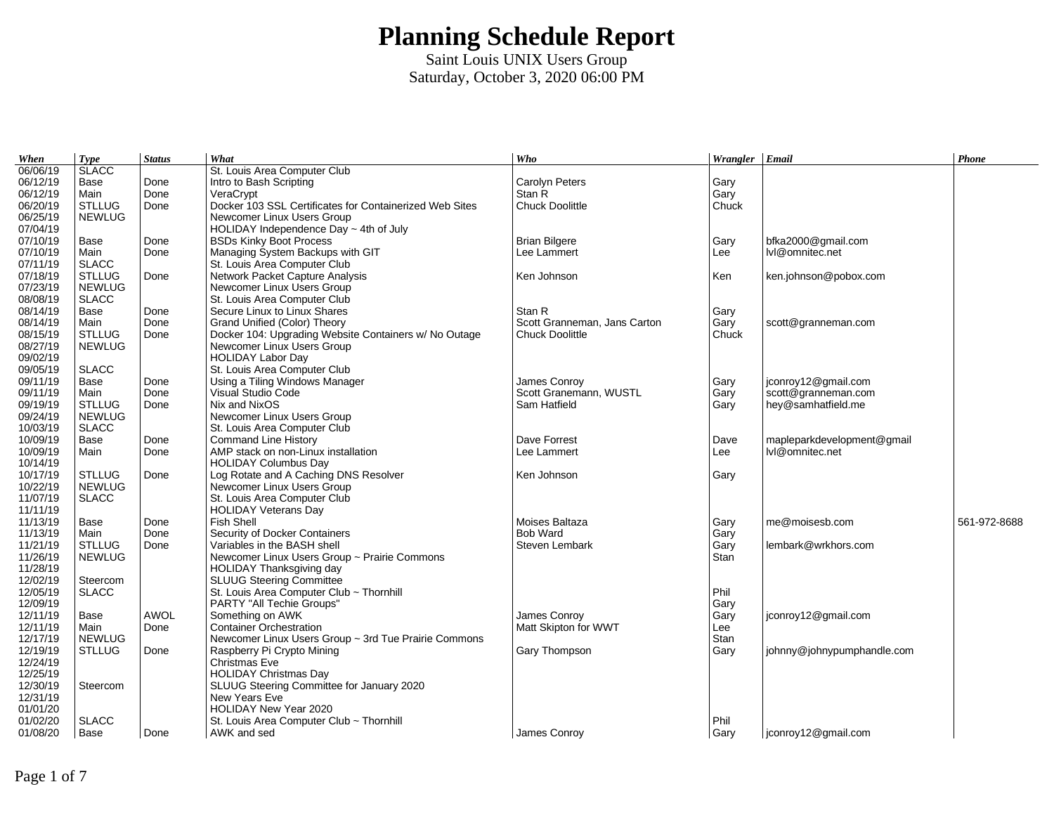# Planning Schedule Report

Saint Louis UNIX Users Group
Saturday, October 3, 2020 06:00 PM

| *When* | *Type* | *Status* | *What* | *Who* | *Wrangler* | *Email* | *Phone* |
|---|---|---|---|---|---|---|---|
| 06/06/19 | SLACC | | St. Louis Area Computer Club | | | | |
| 06/12/19 | Base | Done | Intro to Bash Scripting | Carolyn Peters | Gary | | |
| 06/12/19 | Main | Done | VeraCrypt | Stan R | Gary | | |
| 06/20/19 | STLLUG | Done | Docker 103 SSL Certificates for Containerized Web Sites | Chuck Doolittle | Chuck | | |
| 06/25/19 | NEWLUG | | Newcomer Linux Users Group | | | | |
| 07/04/19 | | | HOLIDAY Independence Day ~ 4th of July | | | | |
| 07/10/19 | Base | Done | BSDs Kinky Boot Process | Brian Bilgere | Gary | bfka2000@gmail.com | |
| 07/10/19 | Main | Done | Managing System Backups with GIT | Lee Lammert | Lee | lvl@omnitec.net | |
| 07/11/19 | SLACC | | St. Louis Area Computer Club | | | | |
| 07/18/19 | STLLUG | Done | Network Packet Capture Analysis | Ken Johnson | Ken | ken.johnson@pobox.com | |
| 07/23/19 | NEWLUG | | Newcomer Linux Users Group | | | | |
| 08/08/19 | SLACC | | St. Louis Area Computer Club | | | | |
| 08/14/19 | Base | Done | Secure Linux to Linux Shares | Stan R | Gary | | |
| 08/14/19 | Main | Done | Grand Unified (Color) Theory | Scott Granneman, Jans Carton | Gary | scott@granneman.com | |
| 08/15/19 | STLLUG | Done | Docker 104: Upgrading Website Containers w/ No Outage | Chuck Doolittle | Chuck | | |
| 08/27/19 | NEWLUG | | Newcomer Linux Users Group | | | | |
| 09/02/19 | | | HOLIDAY Labor Day | | | | |
| 09/05/19 | SLACC | | St. Louis Area Computer Club | | | | |
| 09/11/19 | Base | Done | Using a Tiling Windows Manager | James Conroy | Gary | jconroy12@gmail.com | |
| 09/11/19 | Main | Done | Visual Studio Code | Scott Granemann, WUSTL | Gary | scott@granneman.com | |
| 09/19/19 | STLLUG | Done | Nix and NixOS | Sam Hatfield | Gary | hey@samhatfield.me | |
| 09/24/19 | NEWLUG | | Newcomer Linux Users Group | | | | |
| 10/03/19 | SLACC | | St. Louis Area Computer Club | | | | |
| 10/09/19 | Base | Done | Command Line History | Dave Forrest | Dave | mapleparkdevelopment@gmail | |
| 10/09/19 | Main | Done | AMP stack on non-Linux installation | Lee Lammert | Lee | lvl@omnitec.net | |
| 10/14/19 | | | HOLIDAY Columbus Day | | | | |
| 10/17/19 | STLLUG | Done | Log Rotate and A Caching DNS Resolver | Ken Johnson | Gary | | |
| 10/22/19 | NEWLUG | | Newcomer Linux Users Group | | | | |
| 11/07/19 | SLACC | | St. Louis Area Computer Club | | | | |
| 11/11/19 | | | HOLIDAY Veterans Day | | | | |
| 11/13/19 | Base | Done | Fish Shell | Moises Baltaza | Gary | me@moisesb.com | 561-972-8688 |
| 11/13/19 | Main | Done | Security of Docker Containers | Bob Ward | Gary | | |
| 11/21/19 | STLLUG | Done | Variables in the BASH shell | Steven Lembark | Gary | lembark@wrkhors.com | |
| 11/26/19 | NEWLUG | | Newcomer Linux Users Group ~ Prairie Commons | | Stan | | |
| 11/28/19 | | | HOLIDAY Thanksgiving day | | | | |
| 12/02/19 | Steercom | | SLUUG Steering Committee | | | | |
| 12/05/19 | SLACC | | St. Louis Area Computer Club ~ Thornhill | | Phil | | |
| 12/09/19 | | | PARTY "All Techie Groups" | | Gary | | |
| 12/11/19 | Base | AWOL | Something on AWK | James Conroy | Gary | jconroy12@gmail.com | |
| 12/11/19 | Main | Done | Container Orchestration | Matt Skipton for WWT | Lee | | |
| 12/17/19 | NEWLUG | | Newcomer Linux Users Group ~ 3rd Tue Prairie Commons | | Stan | | |
| 12/19/19 | STLLUG | Done | Raspberry Pi Crypto Mining | Gary Thompson | Gary | johnny@johnypumphandle.com | |
| 12/24/19 | | | Christmas Eve | | | | |
| 12/25/19 | | | HOLIDAY Christmas Day | | | | |
| 12/30/19 | Steercom | | SLUUG Steering Committee for January 2020 | | | | |
| 12/31/19 | | | New Years Eve | | | | |
| 01/01/20 | | | HOLIDAY New Year 2020 | | | | |
| 01/02/20 | SLACC | | St. Louis Area Computer Club ~ Thornhill | | Phil | | |
| 01/08/20 | Base | Done | AWK and sed | James Conroy | Gary | jconroy12@gmail.com | |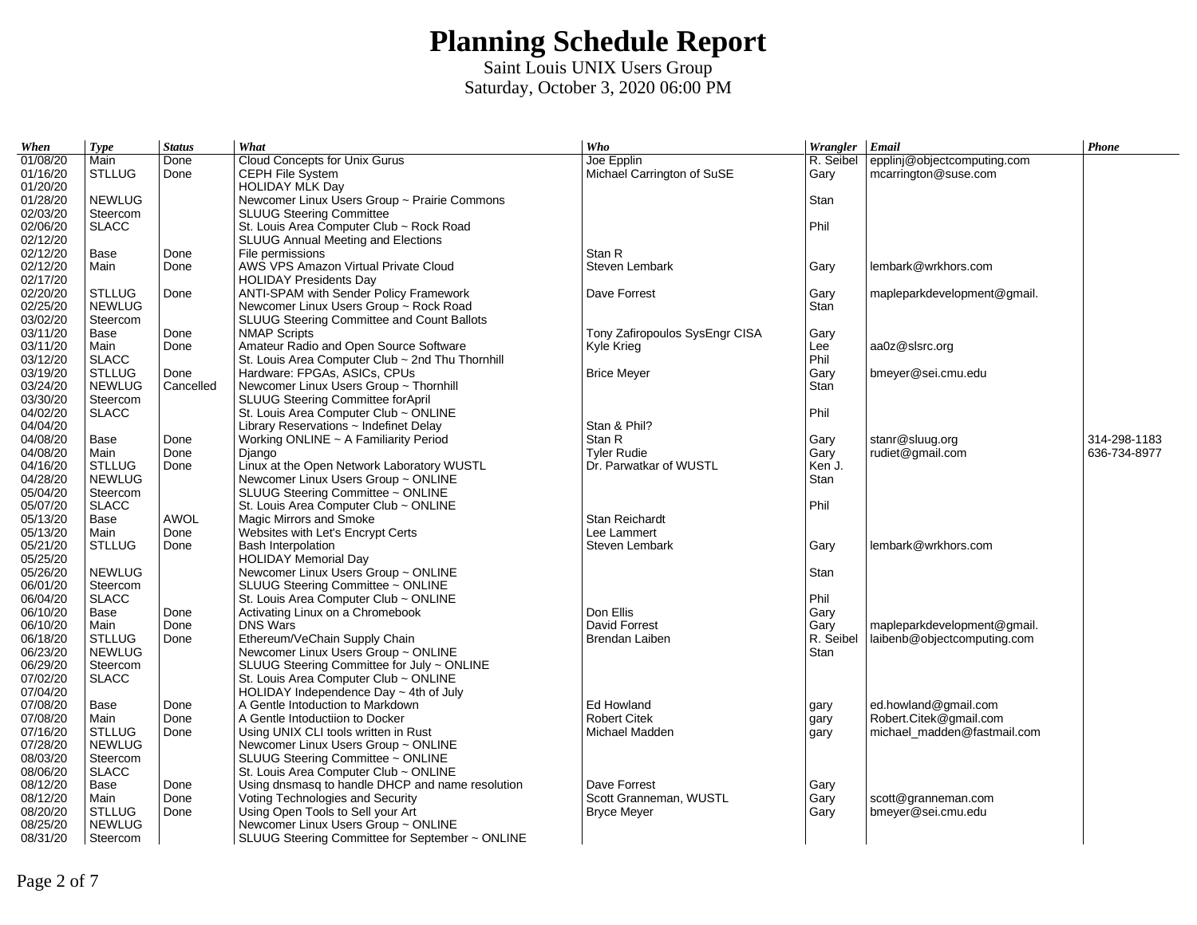# Planning Schedule Report

Saint Louis UNIX Users Group

Saturday, October 3, 2020 06:00 PM

| *When* | *Type* | *Status* | *What* | *Who* | *Wrangler* | *Email* | *Phone* |
|---|---|---|---|---|---|---|---|
| 01/08/20 | Main | Done | Cloud Concepts for Unix Gurus | Joe Epplin | R. Seibel | epplinj@objectcomputing.com | |
| 01/16/20 | STLLUG | Done | CEPH File System | Michael Carrington of SuSE | Gary | mcarrington@suse.com | |
| 01/20/20 | | | HOLIDAY MLK Day | | | | |
| 01/28/20 | NEWLUG | | Newcomer Linux Users Group ~ Prairie Commons | | Stan | | |
| 02/03/20 | Steercom | | SLUUG Steering Committee | | | | |
| 02/06/20 | SLACC | | St. Louis Area Computer Club ~ Rock Road | | Phil | | |
| 02/12/20 | | | SLUUG Annual Meeting and Elections | | | | |
| 02/12/20 | Base | Done | File permissions | Stan R | | | |
| 02/12/20 | Main | Done | AWS VPS Amazon Virtual Private Cloud | Steven Lembark | Gary | lembark@wrkhors.com | |
| 02/17/20 | | | HOLIDAY Presidents Day | | | | |
| 02/20/20 | STLLUG | Done | ANTI-SPAM with Sender Policy Framework | Dave Forrest | Gary | mapleparkdevelopment@gmail. | |
| 02/25/20 | NEWLUG | | Newcomer Linux Users Group ~ Rock Road | | Stan | | |
| 03/02/20 | Steercom | | SLUUG Steering Committee and Count Ballots | | | | |
| 03/11/20 | Base | Done | NMAP Scripts | Tony Zafiropoulos SysEngr CISA | Gary | | |
| 03/11/20 | Main | Done | Amateur Radio and Open Source Software | Kyle Krieg | Lee | aa0z@slsrc.org | |
| 03/12/20 | SLACC | | St. Louis Area Computer Club ~ 2nd Thu Thornhill | | Phil | | |
| 03/19/20 | STLLUG | Done | Hardware: FPGAs, ASICs, CPUs | Brice Meyer | Gary | bmeyer@sei.cmu.edu | |
| 03/24/20 | NEWLUG | Cancelled | Newcomer Linux Users Group ~ Thornhill | | Stan | | |
| 03/30/20 | Steercom | | SLUUG Steering Committee forApril | | | | |
| 04/02/20 | SLACC | | St. Louis Area Computer Club ~ ONLINE | | Phil | | |
| 04/04/20 | | | Library Reservations ~ Indefinet Delay | Stan & Phil? | | | |
| 04/08/20 | Base | Done | Working ONLINE ~ A Familiarity Period | Stan R | Gary | stanr@sluug.org | 314-298-1183 |
| 04/08/20 | Main | Done | Django | Tyler Rudie | Gary | rudiet@gmail.com | 636-734-8977 |
| 04/16/20 | STLLUG | Done | Linux at the Open Network Laboratory WUSTL | Dr. Parwatkar of WUSTL | Ken J. | | |
| 04/28/20 | NEWLUG | | Newcomer Linux Users Group ~ ONLINE | | Stan | | |
| 05/04/20 | Steercom | | SLUUG Steering Committee ~ ONLINE | | | | |
| 05/07/20 | SLACC | | St. Louis Area Computer Club ~ ONLINE | | Phil | | |
| 05/13/20 | Base | AWOL | Magic Mirrors and Smoke | Stan Reichardt | | | |
| 05/13/20 | Main | Done | Websites with Let's Encrypt Certs | Lee Lammert | | | |
| 05/21/20 | STLLUG | Done | Bash Interpolation | Steven Lembark | Gary | lembark@wrkhors.com | |
| 05/25/20 | | | HOLIDAY Memorial Day | | | | |
| 05/26/20 | NEWLUG | | Newcomer Linux Users Group ~ ONLINE | | Stan | | |
| 06/01/20 | Steercom | | SLUUG Steering Committee ~ ONLINE | | | | |
| 06/04/20 | SLACC | | St. Louis Area Computer Club ~ ONLINE | | Phil | | |
| 06/10/20 | Base | Done | Activating Linux on a Chromebook | Don Ellis | Gary | | |
| 06/10/20 | Main | Done | DNS Wars | David Forrest | Gary | mapleparkdevelopment@gmail. | |
| 06/18/20 | STLLUG | Done | Ethereum/VeChain Supply Chain | Brendan Laiben | R. Seibel | laibenb@objectcomputing.com | |
| 06/23/20 | NEWLUG | | Newcomer Linux Users Group ~ ONLINE | | Stan | | |
| 06/29/20 | Steercom | | SLUUG Steering Committee for July ~ ONLINE | | | | |
| 07/02/20 | SLACC | | St. Louis Area Computer Club ~ ONLINE | | | | |
| 07/04/20 | | | HOLIDAY Independence Day ~ 4th of July | | | | |
| 07/08/20 | Base | Done | A Gentle Intoduction to Markdown | Ed Howland | gary | ed.howland@gmail.com | |
| 07/08/20 | Main | Done | A Gentle Intoductiion to Docker | Robert Citek | gary | Robert.Citek@gmail.com | |
| 07/16/20 | STLLUG | Done | Using UNIX CLI tools written in Rust | Michael Madden | gary | michael_madden@fastmail.com | |
| 07/28/20 | NEWLUG | | Newcomer Linux Users Group ~ ONLINE | | | | |
| 08/03/20 | Steercom | | SLUUG Steering Committee ~ ONLINE | | | | |
| 08/06/20 | SLACC | | St. Louis Area Computer Club ~ ONLINE | | | | |
| 08/12/20 | Base | Done | Using dnsmasq to handle DHCP and name resolution | Dave Forrest | Gary | | |
| 08/12/20 | Main | Done | Voting Technologies and Security | Scott Granneman, WUSTL | Gary | scott@granneman.com | |
| 08/20/20 | STLLUG | Done | Using Open Tools to Sell your Art | Bryce Meyer | Gary | bmeyer@sei.cmu.edu | |
| 08/25/20 | NEWLUG | | Newcomer Linux Users Group ~ ONLINE | | | | |
| 08/31/20 | Steercom | | SLUUG Steering Committee for September ~ ONLINE | | | | |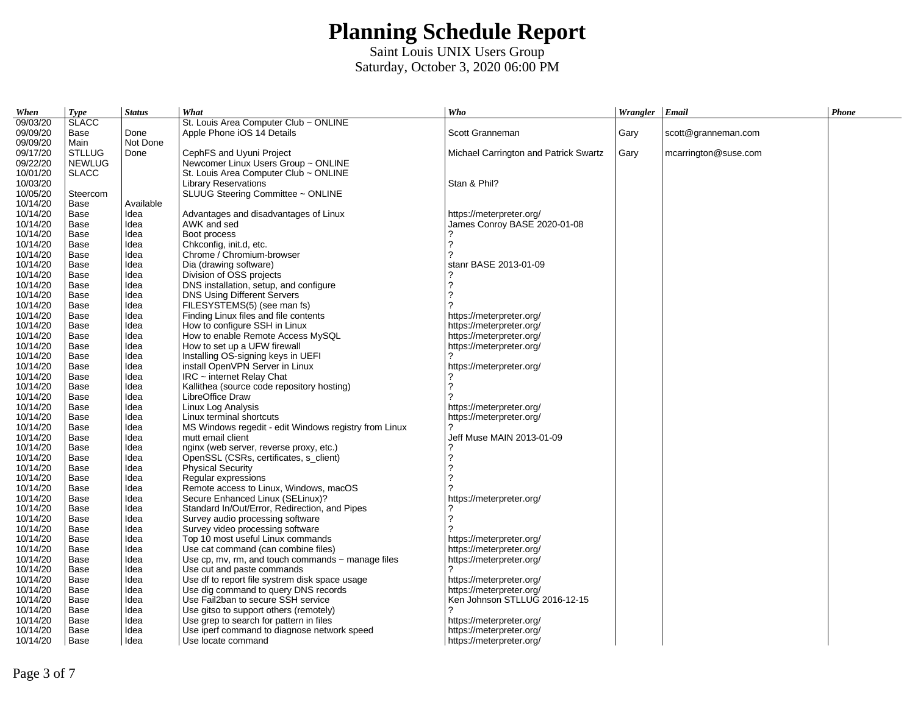# Planning Schedule Report

Saint Louis UNIX Users Group
Saturday, October 3, 2020 06:00 PM

| When | Type | Status | What | Who | Wrangler | Email | Phone |
|---|---|---|---|---|---|---|---|
| 09/03/20 | SLACC | | St. Louis Area Computer Club ~ ONLINE | | | | |
| 09/09/20 | Base | Done | Apple Phone iOS 14 Details | Scott Granneman | Gary | scott@granneman.com | |
| 09/09/20 | Main | Not Done | | | | | |
| 09/17/20 | STLLUG | Done | CephFS and Uyuni Project | Michael Carrington and Patrick Swartz | Gary | mcarrington@suse.com | |
| 09/22/20 | NEWLUG | | Newcomer Linux Users Group ~ ONLINE | | | | |
| 10/01/20 | SLACC | | St. Louis Area Computer Club ~ ONLINE | | | | |
| 10/03/20 | | | Library Reservations | Stan & Phil? | | | |
| 10/05/20 | Steercom | | SLUUG Steering Committee ~ ONLINE | | | | |
| 10/14/20 | Base | Available | | | | | |
| 10/14/20 | Base | Idea | Advantages and disadvantages of Linux | https://meterpreter.org/ | | | |
| 10/14/20 | Base | Idea | AWK and sed | James Conroy BASE 2020-01-08 | | | |
| 10/14/20 | Base | Idea | Boot process | ? | | | |
| 10/14/20 | Base | Idea | Chkconfig, init.d, etc. | ? | | | |
| 10/14/20 | Base | Idea | Chrome / Chromium-browser | ? | | | |
| 10/14/20 | Base | Idea | Dia (drawing software) | stanr BASE 2013-01-09 | | | |
| 10/14/20 | Base | Idea | Division of OSS projects | ? | | | |
| 10/14/20 | Base | Idea | DNS installation, setup, and configure | ? | | | |
| 10/14/20 | Base | Idea | DNS Using Different Servers | ? | | | |
| 10/14/20 | Base | Idea | FILESYSTEMS(5) (see man fs) | ? | | | |
| 10/14/20 | Base | Idea | Finding Linux files and file contents | https://meterpreter.org/ | | | |
| 10/14/20 | Base | Idea | How to configure SSH in Linux | https://meterpreter.org/ | | | |
| 10/14/20 | Base | Idea | How to enable Remote Access MySQL | https://meterpreter.org/ | | | |
| 10/14/20 | Base | Idea | How to set up a UFW firewall | https://meterpreter.org/ | | | |
| 10/14/20 | Base | Idea | Installing OS-signing keys in UEFI | ? | | | |
| 10/14/20 | Base | Idea | install OpenVPN Server in Linux | https://meterpreter.org/ | | | |
| 10/14/20 | Base | Idea | IRC ~ internet Relay Chat | ? | | | |
| 10/14/20 | Base | Idea | Kallithea (source code repository hosting) | ? | | | |
| 10/14/20 | Base | Idea | LibreOffice Draw | ? | | | |
| 10/14/20 | Base | Idea | Linux Log Analysis | https://meterpreter.org/ | | | |
| 10/14/20 | Base | Idea | Linux terminal shortcuts | https://meterpreter.org/ | | | |
| 10/14/20 | Base | Idea | MS Windows regedit - edit Windows registry from Linux | ? | | | |
| 10/14/20 | Base | Idea | mutt email client | Jeff Muse MAIN 2013-01-09 | | | |
| 10/14/20 | Base | Idea | nginx (web server, reverse proxy, etc.) | ? | | | |
| 10/14/20 | Base | Idea | OpenSSL (CSRs, certificates, s_client) | ? | | | |
| 10/14/20 | Base | Idea | Physical Security | ? | | | |
| 10/14/20 | Base | Idea | Regular expressions | ? | | | |
| 10/14/20 | Base | Idea | Remote access to Linux, Windows, macOS | ? | | | |
| 10/14/20 | Base | Idea | Secure Enhanced Linux (SELinux)? | https://meterpreter.org/ | | | |
| 10/14/20 | Base | Idea | Standard In/Out/Error, Redirection, and Pipes | ? | | | |
| 10/14/20 | Base | Idea | Survey audio processing software | ? | | | |
| 10/14/20 | Base | Idea | Survey video processing software | ? | | | |
| 10/14/20 | Base | Idea | Top 10 most useful Linux commands | https://meterpreter.org/ | | | |
| 10/14/20 | Base | Idea | Use cat command (can combine files) | https://meterpreter.org/ | | | |
| 10/14/20 | Base | Idea | Use cp, mv, rm, and touch commands ~ manage files | https://meterpreter.org/ | | | |
| 10/14/20 | Base | Idea | Use cut and paste commands | ? | | | |
| 10/14/20 | Base | Idea | Use df to report file systrem disk space usage | https://meterpreter.org/ | | | |
| 10/14/20 | Base | Idea | Use dig command to query DNS records | https://meterpreter.org/ | | | |
| 10/14/20 | Base | Idea | Use Fail2ban to secure SSH service | Ken Johnson STLLUG 2016-12-15 | | | |
| 10/14/20 | Base | Idea | Use gitso to support others (remotely) | ? | | | |
| 10/14/20 | Base | Idea | Use grep to search for pattern in files | https://meterpreter.org/ | | | |
| 10/14/20 | Base | Idea | Use iperf command to diagnose network speed | https://meterpreter.org/ | | | |
| 10/14/20 | Base | Idea | Use locate command | https://meterpreter.org/ | | | |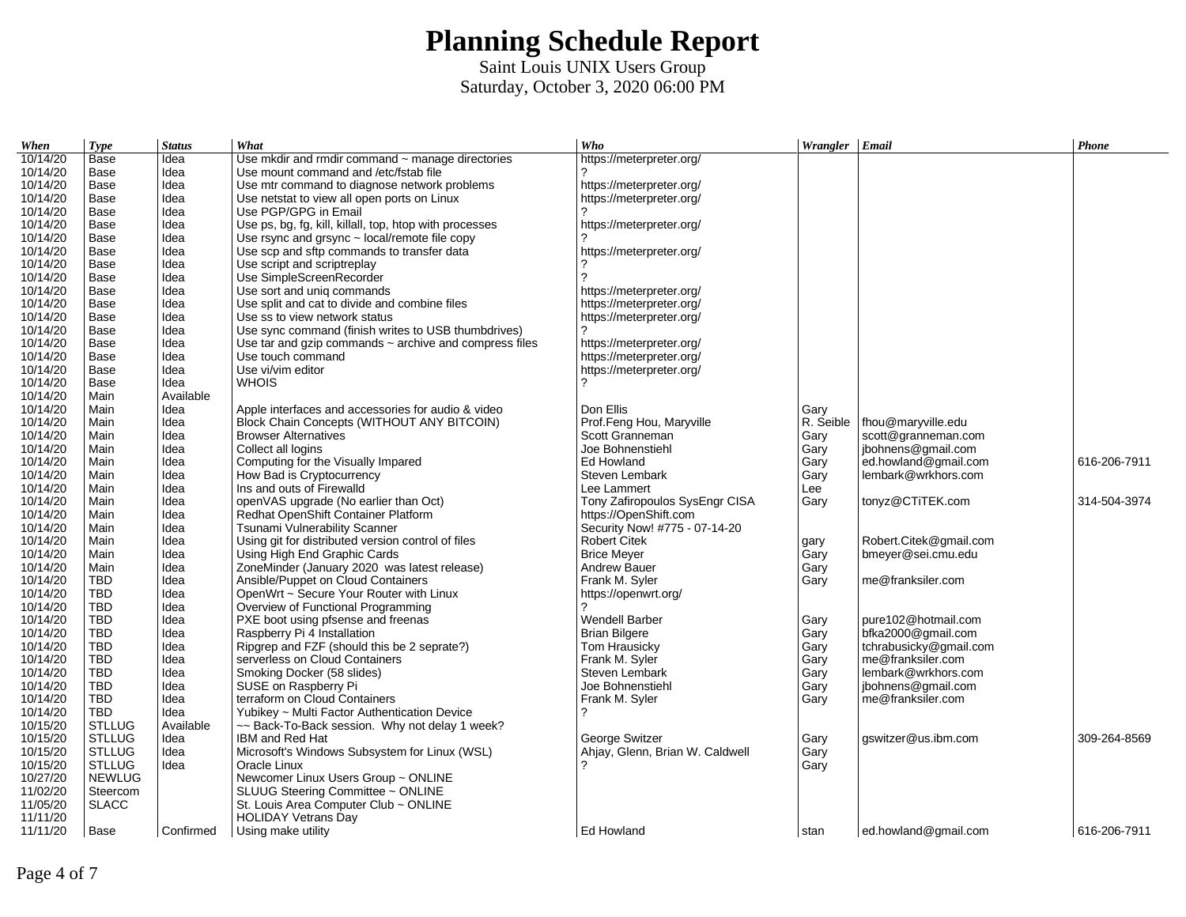# Planning Schedule Report

Saint Louis UNIX Users Group
Saturday, October 3, 2020 06:00 PM

| When | Type | Status | What | Who | Wrangler | Email | Phone |
|---|---|---|---|---|---|---|---|
| 10/14/20 | Base | Idea | Use mkdir and rmdir command ~ manage directories | https://meterpreter.org/ | | | |
| 10/14/20 | Base | Idea | Use mount command and /etc/fstab file | ? | | | |
| 10/14/20 | Base | Idea | Use mtr command to diagnose network problems | https://meterpreter.org/ | | | |
| 10/14/20 | Base | Idea | Use netstat to view all open ports on Linux | https://meterpreter.org/ | | | |
| 10/14/20 | Base | Idea | Use PGP/GPG in Email | ? | | | |
| 10/14/20 | Base | Idea | Use ps, bg, fg, kill, killall, top, htop with processes | https://meterpreter.org/ | | | |
| 10/14/20 | Base | Idea | Use rsync and grsync ~ local/remote file copy | ? | | | |
| 10/14/20 | Base | Idea | Use scp and sftp commands to transfer data | https://meterpreter.org/ | | | |
| 10/14/20 | Base | Idea | Use script and scriptreplay | ? | | | |
| 10/14/20 | Base | Idea | Use SimpleScreenRecorder | ? | | | |
| 10/14/20 | Base | Idea | Use sort and uniq commands | https://meterpreter.org/ | | | |
| 10/14/20 | Base | Idea | Use split and cat to divide and combine files | https://meterpreter.org/ | | | |
| 10/14/20 | Base | Idea | Use ss to view network status | https://meterpreter.org/ | | | |
| 10/14/20 | Base | Idea | Use sync command (finish writes to USB thumbdrives) | ? | | | |
| 10/14/20 | Base | Idea | Use tar and gzip commands ~ archive and compress files | https://meterpreter.org/ | | | |
| 10/14/20 | Base | Idea | Use touch command | https://meterpreter.org/ | | | |
| 10/14/20 | Base | Idea | Use vi/vim editor | https://meterpreter.org/ | | | |
| 10/14/20 | Base | Idea | WHOIS | ? | | | |
| 10/14/20 | Main | Available | | | | | |
| 10/14/20 | Main | Idea | Apple interfaces and accessories for audio & video | Don Ellis | Gary | | |
| 10/14/20 | Main | Idea | Block Chain Concepts (WITHOUT ANY BITCOIN) | Prof.Feng Hou, Maryville | R. Seible | fhou@maryville.edu | |
| 10/14/20 | Main | Idea | Browser Alternatives | Scott Granneman | Gary | scott@granneman.com | |
| 10/14/20 | Main | Idea | Collect all logins | Joe Bohnenstiehl | Gary | jbohnens@gmail.com | |
| 10/14/20 | Main | Idea | Computing for the Visually Impared | Ed Howland | Gary | ed.howland@gmail.com | 616-206-7911 |
| 10/14/20 | Main | Idea | How Bad is Cryptocurrency | Steven Lembark | Gary | lembark@wrkhors.com | |
| 10/14/20 | Main | Idea | Ins and outs of Firewalld | Lee Lammert | Lee | | |
| 10/14/20 | Main | Idea | openVAS upgrade (No earlier than Oct) | Tony Zafiropoulos SysEngr CISA | Gary | tonyz@CTiTEK.com | 314-504-3974 |
| 10/14/20 | Main | Idea | Redhat OpenShift Container Platform | https://OpenShift.com | | | |
| 10/14/20 | Main | Idea | Tsunami Vulnerability Scanner | Security Now! #775 - 07-14-20 | | | |
| 10/14/20 | Main | Idea | Using git for distributed version control of files | Robert Citek | gary | Robert.Citek@gmail.com | |
| 10/14/20 | Main | Idea | Using High End Graphic Cards | Brice Meyer | Gary | bmeyer@sei.cmu.edu | |
| 10/14/20 | Main | Idea | ZoneMinder (January 2020 was latest release) | Andrew Bauer | Gary | | |
| 10/14/20 | TBD | Idea | Ansible/Puppet on Cloud Containers | Frank M. Syler | Gary | me@franksiler.com | |
| 10/14/20 | TBD | Idea | OpenWrt ~ Secure Your Router with Linux | https://openwrt.org/ | | | |
| 10/14/20 | TBD | Idea | Overview of Functional Programming | ? | | | |
| 10/14/20 | TBD | Idea | PXE boot using pfsense and freenas | Wendell Barber | Gary | pure102@hotmail.com | |
| 10/14/20 | TBD | Idea | Raspberry Pi 4 Installation | Brian Bilgere | Gary | bfka2000@gmail.com | |
| 10/14/20 | TBD | Idea | Ripgrep and FZF (should this be 2 seprate?) | Tom Hrausicky | Gary | tchrabusicky@gmail.com | |
| 10/14/20 | TBD | Idea | serverless on Cloud Containers | Frank M. Syler | Gary | me@franksiler.com | |
| 10/14/20 | TBD | Idea | Smoking Docker (58 slides) | Steven Lembark | Gary | lembark@wrkhors.com | |
| 10/14/20 | TBD | Idea | SUSE on Raspberry Pi | Joe Bohnenstiehl | Gary | jbohnens@gmail.com | |
| 10/14/20 | TBD | Idea | terraform on Cloud Containers | Frank M. Syler | Gary | me@franksiler.com | |
| 10/14/20 | TBD | Idea | Yubikey ~ Multi Factor Authentication Device | ? | | | |
| 10/15/20 | STLLUG | Available | ~~ Back-To-Back session. Why not delay 1 week? | | | | |
| 10/15/20 | STLLUG | Idea | IBM and Red Hat | George Switzer | Gary | gswitzer@us.ibm.com | 309-264-8569 |
| 10/15/20 | STLLUG | Idea | Microsoft's Windows Subsystem for Linux (WSL) | Ahjay, Glenn, Brian W. Caldwell | Gary | | |
| 10/15/20 | STLLUG | Idea | Oracle Linux | ? | Gary | | |
| 10/27/20 | NEWLUG | | Newcomer Linux Users Group ~ ONLINE | | | | |
| 11/02/20 | Steercom | | SLUUG Steering Committee ~ ONLINE | | | | |
| 11/05/20 | SLACC | | St. Louis Area Computer Club ~ ONLINE | | | | |
| 11/11/20 | | | HOLIDAY Vetrans Day | | | | |
| 11/11/20 | Base | Confirmed | Using make utility | Ed Howland | stan | ed.howland@gmail.com | 616-206-7911 |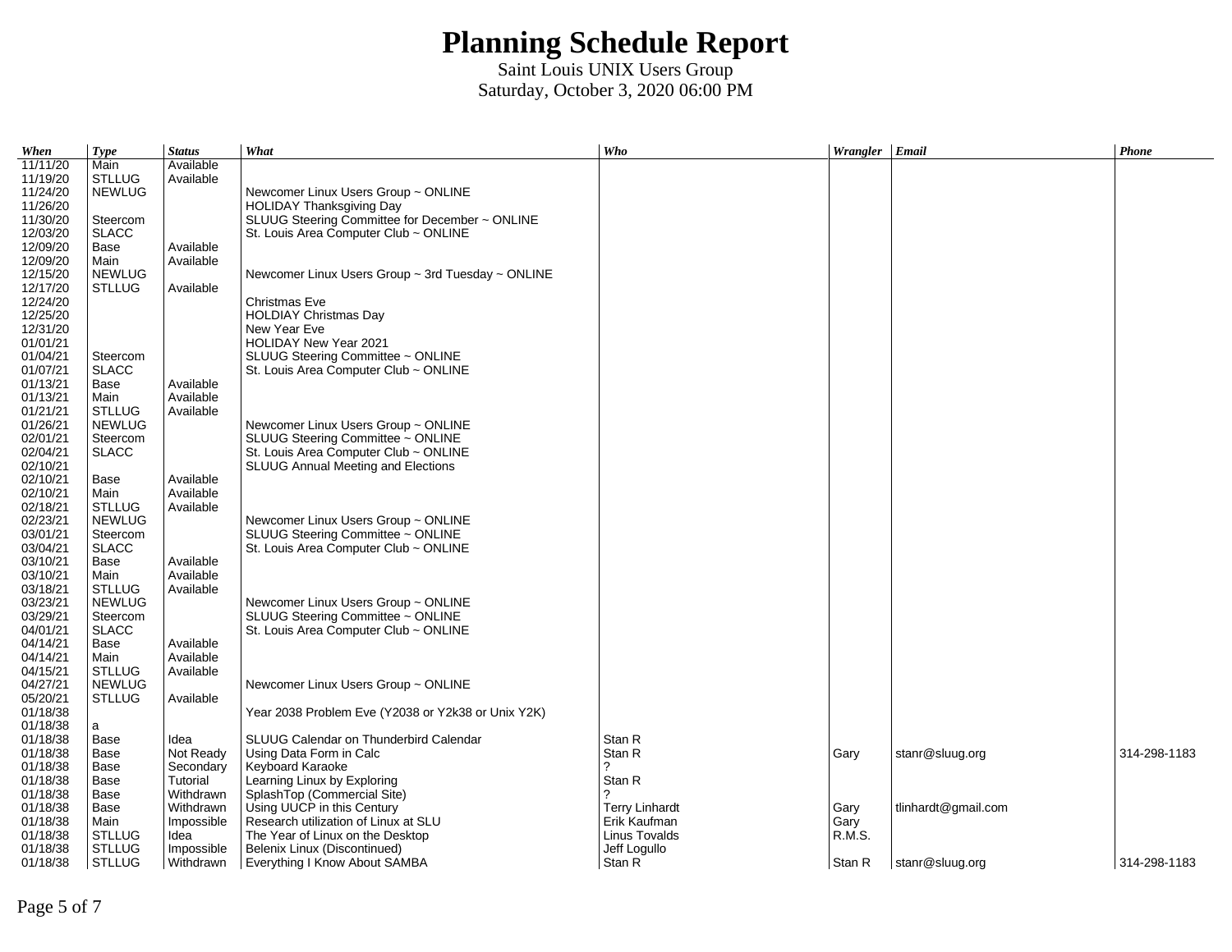# Planning Schedule Report

Saint Louis UNIX Users Group
Saturday, October 3, 2020 06:00 PM

| When | Type | Status | What | Who | Wrangler | Email | Phone |
|---|---|---|---|---|---|---|---|
| 11/11/20 | Main | Available | | | | | |
| 11/19/20 | STLLUG | Available | | | | | |
| 11/24/20 | NEWLUG | | Newcomer Linux Users Group ~ ONLINE | | | | |
| 11/26/20 | | | HOLIDAY Thanksgiving Day | | | | |
| 11/30/20 | Steercom | | SLUUG Steering Committee for December ~ ONLINE | | | | |
| 12/03/20 | SLACC | | St. Louis Area Computer Club ~ ONLINE | | | | |
| 12/09/20 | Base | Available | | | | | |
| 12/09/20 | Main | Available | | | | | |
| 12/15/20 | NEWLUG | | Newcomer Linux Users Group ~ 3rd Tuesday ~ ONLINE | | | | |
| 12/17/20 | STLLUG | Available | | | | | |
| 12/24/20 | | | Christmas Eve | | | | |
| 12/25/20 | | | HOLDIAY Christmas Day | | | | |
| 12/31/20 | | | New Year Eve | | | | |
| 01/01/21 | | | HOLIDAY New Year 2021 | | | | |
| 01/04/21 | Steercom | | SLUUG Steering Committee ~ ONLINE | | | | |
| 01/07/21 | SLACC | | St. Louis Area Computer Club ~ ONLINE | | | | |
| 01/13/21 | Base | Available | | | | | |
| 01/13/21 | Main | Available | | | | | |
| 01/21/21 | STLLUG | Available | | | | | |
| 01/26/21 | NEWLUG | | Newcomer Linux Users Group ~ ONLINE | | | | |
| 02/01/21 | Steercom | | SLUUG Steering Committee ~ ONLINE | | | | |
| 02/04/21 | SLACC | | St. Louis Area Computer Club ~ ONLINE | | | | |
| 02/10/21 | | | SLUUG Annual Meeting and Elections | | | | |
| 02/10/21 | Base | Available | | | | | |
| 02/10/21 | Main | Available | | | | | |
| 02/18/21 | STLLUG | Available | | | | | |
| 02/23/21 | NEWLUG | | Newcomer Linux Users Group ~ ONLINE | | | | |
| 03/01/21 | Steercom | | SLUUG Steering Committee ~ ONLINE | | | | |
| 03/04/21 | SLACC | | St. Louis Area Computer Club ~ ONLINE | | | | |
| 03/10/21 | Base | Available | | | | | |
| 03/10/21 | Main | Available | | | | | |
| 03/18/21 | STLLUG | Available | | | | | |
| 03/23/21 | NEWLUG | | Newcomer Linux Users Group ~ ONLINE | | | | |
| 03/29/21 | Steercom | | SLUUG Steering Committee ~ ONLINE | | | | |
| 04/01/21 | SLACC | | St. Louis Area Computer Club ~ ONLINE | | | | |
| 04/14/21 | Base | Available | | | | | |
| 04/14/21 | Main | Available | | | | | |
| 04/15/21 | STLLUG | Available | | | | | |
| 04/27/21 | NEWLUG | | Newcomer Linux Users Group ~ ONLINE | | | | |
| 05/20/21 | STLLUG | Available | | | | | |
| 01/18/38 | | | Year 2038 Problem Eve (Y2038 or Y2k38 or Unix Y2K) | | | | |
| 01/18/38 | a | | | | | | |
| 01/18/38 | Base | Idea | SLUUG Calendar on Thunderbird Calendar | Stan R | | | |
| 01/18/38 | Base | Not Ready | Using Data Form in Calc | Stan R | Gary | stanr@sluug.org | 314-298-1183 |
| 01/18/38 | Base | Secondary | Keyboard Karaoke | ? | | | |
| 01/18/38 | Base | Tutorial | Learning Linux by Exploring | Stan R | | | |
| 01/18/38 | Base | Withdrawn | SplashTop (Commercial Site) | ? | | | |
| 01/18/38 | Base | Withdrawn | Using UUCP in this Century | Terry Linhardt | Gary | tlinhardt@gmail.com | |
| 01/18/38 | Main | Impossible | Research utilization of Linux at SLU | Erik Kaufman | Gary | | |
| 01/18/38 | STLLUG | Idea | The Year of Linux on the Desktop | Linus Tovalds | R.M.S. | | |
| 01/18/38 | STLLUG | Impossible | Belenix Linux (Discontinued) | Jeff Logullo | | | |
| 01/18/38 | STLLUG | Withdrawn | Everything I Know About SAMBA | Stan R | Stan R | stanr@sluug.org | 314-298-1183 |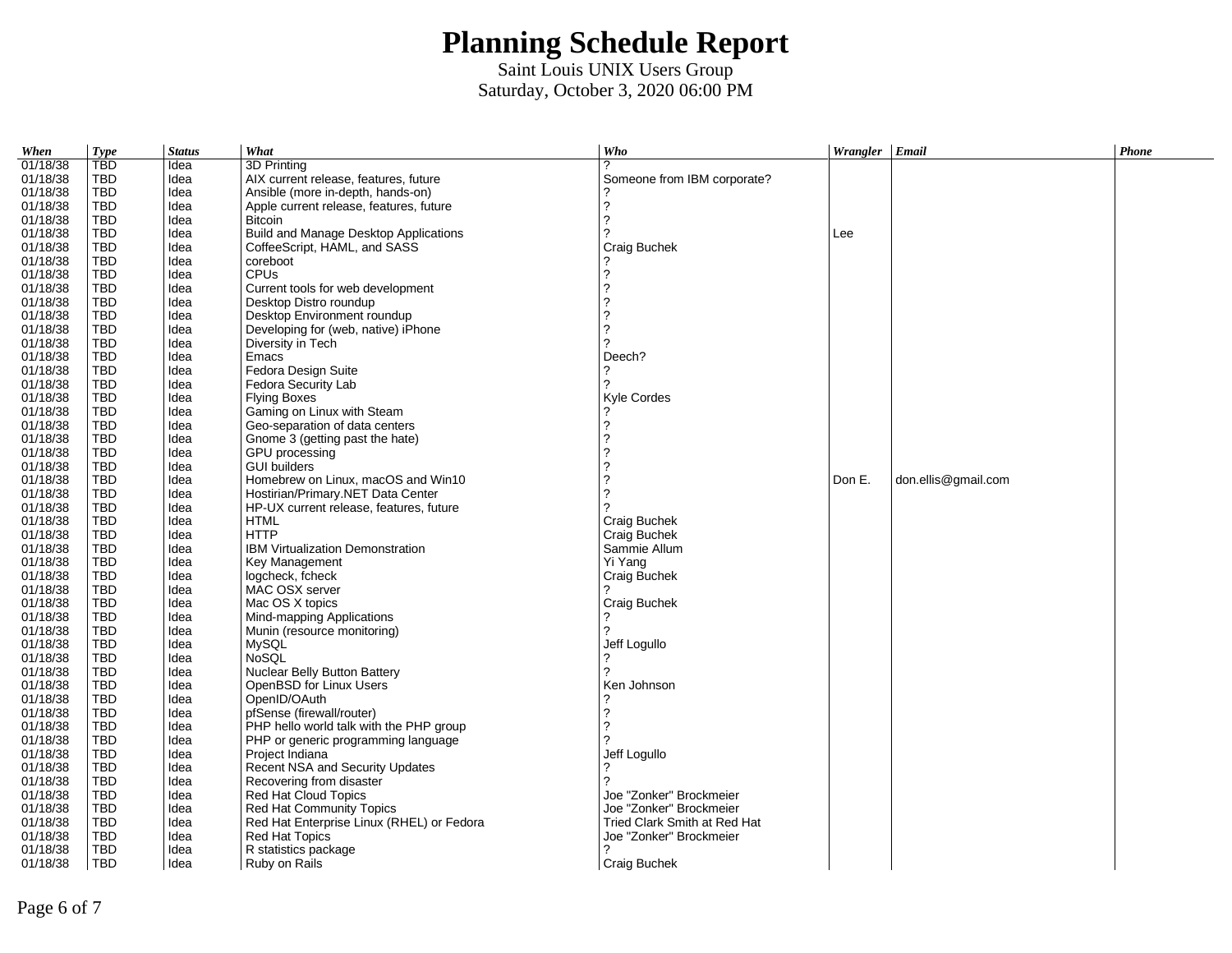# Planning Schedule Report

Saint Louis UNIX Users Group
Saturday, October 3, 2020 06:00 PM

| When | Type | Status | What | Who | Wrangler | Email | Phone |
|---|---|---|---|---|---|---|---|
| 01/18/38 | TBD | Idea | 3D Printing | ? | | | |
| 01/18/38 | TBD | Idea | AIX current release, features, future | Someone from IBM corporate? | | | |
| 01/18/38 | TBD | Idea | Ansible (more in-depth, hands-on) | ? | | | |
| 01/18/38 | TBD | Idea | Apple current release, features, future | ? | | | |
| 01/18/38 | TBD | Idea | Bitcoin | ? | | | |
| 01/18/38 | TBD | Idea | Build and Manage Desktop Applications | ? | Lee | | |
| 01/18/38 | TBD | Idea | CoffeeScript, HAML, and SASS | Craig Buchek | | | |
| 01/18/38 | TBD | Idea | coreboot | ? | | | |
| 01/18/38 | TBD | Idea | CPUs | ? | | | |
| 01/18/38 | TBD | Idea | Current tools for web development | ? | | | |
| 01/18/38 | TBD | Idea | Desktop Distro roundup | ? | | | |
| 01/18/38 | TBD | Idea | Desktop Environment roundup | ? | | | |
| 01/18/38 | TBD | Idea | Developing for (web, native) iPhone | ? | | | |
| 01/18/38 | TBD | Idea | Diversity in Tech | ? | | | |
| 01/18/38 | TBD | Idea | Emacs | Deech? | | | |
| 01/18/38 | TBD | Idea | Fedora Design Suite | ? | | | |
| 01/18/38 | TBD | Idea | Fedora Security Lab | ? | | | |
| 01/18/38 | TBD | Idea | Flying Boxes | Kyle Cordes | | | |
| 01/18/38 | TBD | Idea | Gaming on Linux with Steam | ? | | | |
| 01/18/38 | TBD | Idea | Geo-separation of data centers | ? | | | |
| 01/18/38 | TBD | Idea | Gnome 3 (getting past the hate) | ? | | | |
| 01/18/38 | TBD | Idea | GPU processing | ? | | | |
| 01/18/38 | TBD | Idea | GUI builders | ? | | | |
| 01/18/38 | TBD | Idea | Homebrew on Linux, macOS and Win10 | ? | Don E. | don.ellis@gmail.com | |
| 01/18/38 | TBD | Idea | Hostirian/Primary.NET Data Center | ? | | | |
| 01/18/38 | TBD | Idea | HP-UX current release, features, future | ? | | | |
| 01/18/38 | TBD | Idea | HTML | Craig Buchek | | | |
| 01/18/38 | TBD | Idea | HTTP | Craig Buchek | | | |
| 01/18/38 | TBD | Idea | IBM Virtualization Demonstration | Sammie Allum | | | |
| 01/18/38 | TBD | Idea | Key Management | Yi Yang | | | |
| 01/18/38 | TBD | Idea | logcheck, fcheck | Craig Buchek | | | |
| 01/18/38 | TBD | Idea | MAC OSX server | ? | | | |
| 01/18/38 | TBD | Idea | Mac OS X topics | Craig Buchek | | | |
| 01/18/38 | TBD | Idea | Mind-mapping Applications | ? | | | |
| 01/18/38 | TBD | Idea | Munin (resource monitoring) | ? | | | |
| 01/18/38 | TBD | Idea | MySQL | Jeff Logullo | | | |
| 01/18/38 | TBD | Idea | NoSQL | ? | | | |
| 01/18/38 | TBD | Idea | Nuclear Belly Button Battery | ? | | | |
| 01/18/38 | TBD | Idea | OpenBSD for Linux Users | Ken Johnson | | | |
| 01/18/38 | TBD | Idea | OpenID/OAuth | ? | | | |
| 01/18/38 | TBD | Idea | pfSense (firewall/router) | ? | | | |
| 01/18/38 | TBD | Idea | PHP hello world talk with the PHP group | ? | | | |
| 01/18/38 | TBD | Idea | PHP or generic programming language | ? | | | |
| 01/18/38 | TBD | Idea | Project Indiana | Jeff Logullo | | | |
| 01/18/38 | TBD | Idea | Recent NSA and Security Updates | ? | | | |
| 01/18/38 | TBD | Idea | Recovering from disaster | ? | | | |
| 01/18/38 | TBD | Idea | Red Hat Cloud Topics | Joe "Zonker" Brockmeier | | | |
| 01/18/38 | TBD | Idea | Red Hat Community Topics | Joe "Zonker" Brockmeier | | | |
| 01/18/38 | TBD | Idea | Red Hat Enterprise Linux (RHEL) or Fedora | Tried Clark Smith at Red Hat | | | |
| 01/18/38 | TBD | Idea | Red Hat Topics | Joe "Zonker" Brockmeier | | | |
| 01/18/38 | TBD | Idea | R statistics package | ? | | | |
| 01/18/38 | TBD | Idea | Ruby on Rails | Craig Buchek | | | |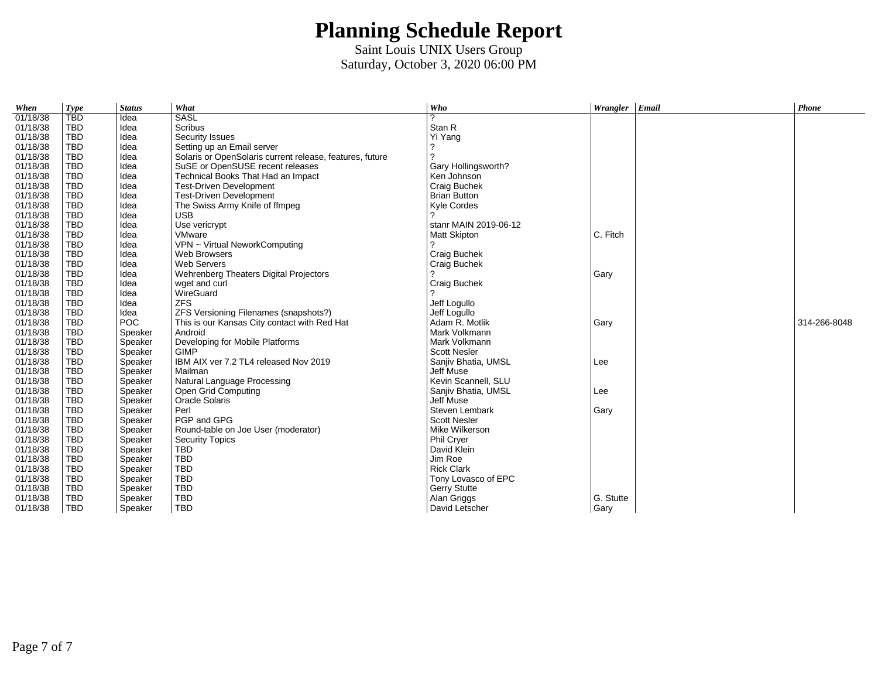# Planning Schedule Report

Saint Louis UNIX Users Group
Saturday, October 3, 2020 06:00 PM

| When | Type | Status | What | Who | Wrangler | Email | Phone |
|---|---|---|---|---|---|---|---|
| 01/18/38 | TBD | Idea | SASL | ? | | | |
| 01/18/38 | TBD | Idea | Scribus | Stan R | | | |
| 01/18/38 | TBD | Idea | Security Issues | Yi Yang | | | |
| 01/18/38 | TBD | Idea | Setting up an Email server | ? | | | |
| 01/18/38 | TBD | Idea | Solaris or OpenSolaris current release, features, future | ? | | | |
| 01/18/38 | TBD | Idea | SuSE or OpenSUSE recent releases | Gary Hollingsworth? | | | |
| 01/18/38 | TBD | Idea | Technical Books That Had an Impact | Ken Johnson | | | |
| 01/18/38 | TBD | Idea | Test-Driven Development | Craig Buchek | | | |
| 01/18/38 | TBD | Idea | Test-Driven Development | Brian Button | | | |
| 01/18/38 | TBD | Idea | The Swiss Army Knife of ffmpeg | Kyle Cordes | | | |
| 01/18/38 | TBD | Idea | USB | ? | | | |
| 01/18/38 | TBD | Idea | Use vericrypt | stanr MAIN 2019-06-12 | | | |
| 01/18/38 | TBD | Idea | VMware | Matt Skipton | C. Fitch | | |
| 01/18/38 | TBD | Idea | VPN ~ Virtual NeworkComputing | ? | | | |
| 01/18/38 | TBD | Idea | Web Browsers | Craig Buchek | | | |
| 01/18/38 | TBD | Idea | Web Servers | Craig Buchek | | | |
| 01/18/38 | TBD | Idea | Wehrenberg Theaters Digital Projectors | ? | Gary | | |
| 01/18/38 | TBD | Idea | wget and curl | Craig Buchek | | | |
| 01/18/38 | TBD | Idea | WireGuard | ? | | | |
| 01/18/38 | TBD | Idea | ZFS | Jeff Logullo | | | |
| 01/18/38 | TBD | Idea | ZFS Versioning Filenames (snapshots?) | Jeff Logullo | | | |
| 01/18/38 | TBD | POC | This is our Kansas City contact with Red Hat | Adam R. Motlik | Gary | | 314-266-8048 |
| 01/18/38 | TBD | Speaker | Android | Mark Volkmann | | | |
| 01/18/38 | TBD | Speaker | Developing for Mobile Platforms | Mark Volkmann | | | |
| 01/18/38 | TBD | Speaker | GIMP | Scott Nesler | | | |
| 01/18/38 | TBD | Speaker | IBM AIX ver 7.2 TL4 released Nov 2019 | Sanjiv Bhatia, UMSL | Lee | | |
| 01/18/38 | TBD | Speaker | Mailman | Jeff Muse | | | |
| 01/18/38 | TBD | Speaker | Natural Language Processing | Kevin Scannell, SLU | | | |
| 01/18/38 | TBD | Speaker | Open Grid Computing | Sanjiv Bhatia, UMSL | Lee | | |
| 01/18/38 | TBD | Speaker | Oracle Solaris | Jeff Muse | | | |
| 01/18/38 | TBD | Speaker | Perl | Steven Lembark | Gary | | |
| 01/18/38 | TBD | Speaker | PGP and GPG | Scott Nesler | | | |
| 01/18/38 | TBD | Speaker | Round-table on Joe User (moderator) | Mike Wilkerson | | | |
| 01/18/38 | TBD | Speaker | Security Topics | Phil Cryer | | | |
| 01/18/38 | TBD | Speaker | TBD | David Klein | | | |
| 01/18/38 | TBD | Speaker | TBD | Jim Roe | | | |
| 01/18/38 | TBD | Speaker | TBD | Rick Clark | | | |
| 01/18/38 | TBD | Speaker | TBD | Tony Lovasco of EPC | | | |
| 01/18/38 | TBD | Speaker | TBD | Gerry Stutte | | | |
| 01/18/38 | TBD | Speaker | TBD | Alan Griggs | G. Stutte | | |
| 01/18/38 | TBD | Speaker | TBD | David Letscher | Gary | | |